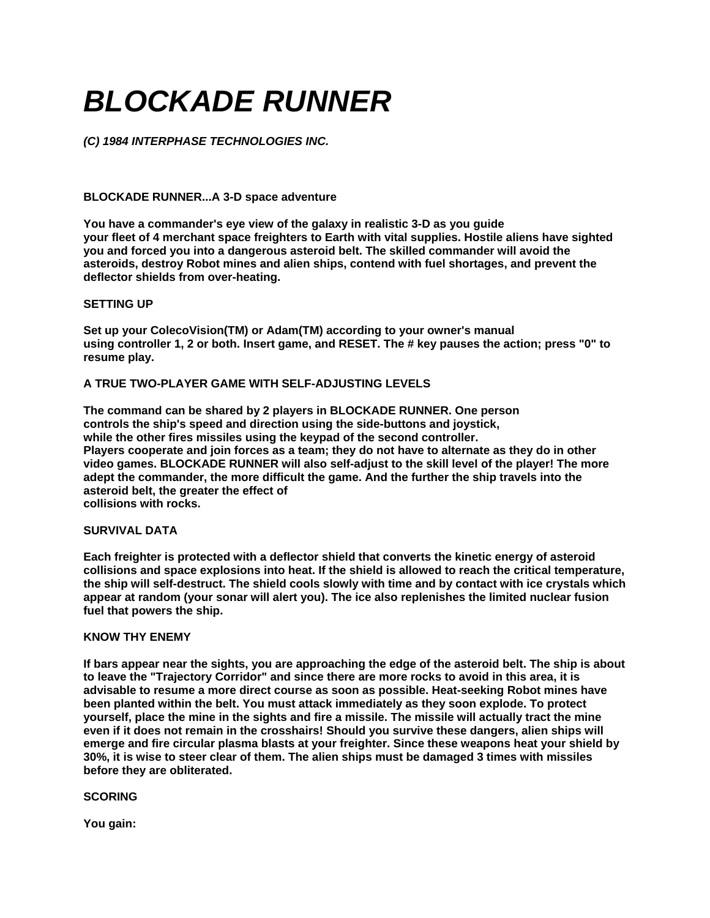# *BLOCKADE RUNNER*

***(C) 1984 INTERPHASE TECHNOLOGIES INC.***

**BLOCKADE RUNNER...A 3-D space adventure**

**You have a commander's eye view of the galaxy in realistic 3-D as you guide your fleet of 4 merchant space freighters to Earth with vital supplies. Hostile aliens have sighted you and forced you into a dangerous asteroid belt. The skilled commander will avoid the asteroids, destroy Robot mines and alien ships, contend with fuel shortages, and prevent the deflector shields from over-heating.**

## SETTING UP

**Set up your ColecoVision(TM) or Adam(TM) according to your owner's manual using controller 1, 2 or both. Insert game, and RESET. The # key pauses the action; press "0" to resume play.**

## A TRUE TWO-PLAYER GAME WITH SELF-ADJUSTING LEVELS

**The command can be shared by 2 players in BLOCKADE RUNNER. One person controls the ship's speed and direction using the side-buttons and joystick, while the other fires missiles using the keypad of the second controller. Players cooperate and join forces as a team; they do not have to alternate as they do in other video games. BLOCKADE RUNNER will also self-adjust to the skill level of the player! The more adept the commander, the more difficult the game. And the further the ship travels into the asteroid belt, the greater the effect of collisions with rocks.**

## SURVIVAL DATA

**Each freighter is protected with a deflector shield that converts the kinetic energy of asteroid collisions and space explosions into heat. If the shield is allowed to reach the critical temperature, the ship will self-destruct. The shield cools slowly with time and by contact with ice crystals which appear at random (your sonar will alert you). The ice also replenishes the limited nuclear fusion fuel that powers the ship.**

## KNOW THY ENEMY

**If bars appear near the sights, you are approaching the edge of the asteroid belt. The ship is about to leave the "Trajectory Corridor" and since there are more rocks to avoid in this area, it is advisable to resume a more direct course as soon as possible. Heat-seeking Robot mines have been planted within the belt. You must attack immediately as they soon explode. To protect yourself, place the mine in the sights and fire a missile. The missile will actually tract the mine even if it does not remain in the crosshairs! Should you survive these dangers, alien ships will emerge and fire circular plasma blasts at your freighter. Since these weapons heat your shield by 30%, it is wise to steer clear of them. The alien ships must be damaged 3 times with missiles before they are obliterated.**

## SCORING

**You gain:**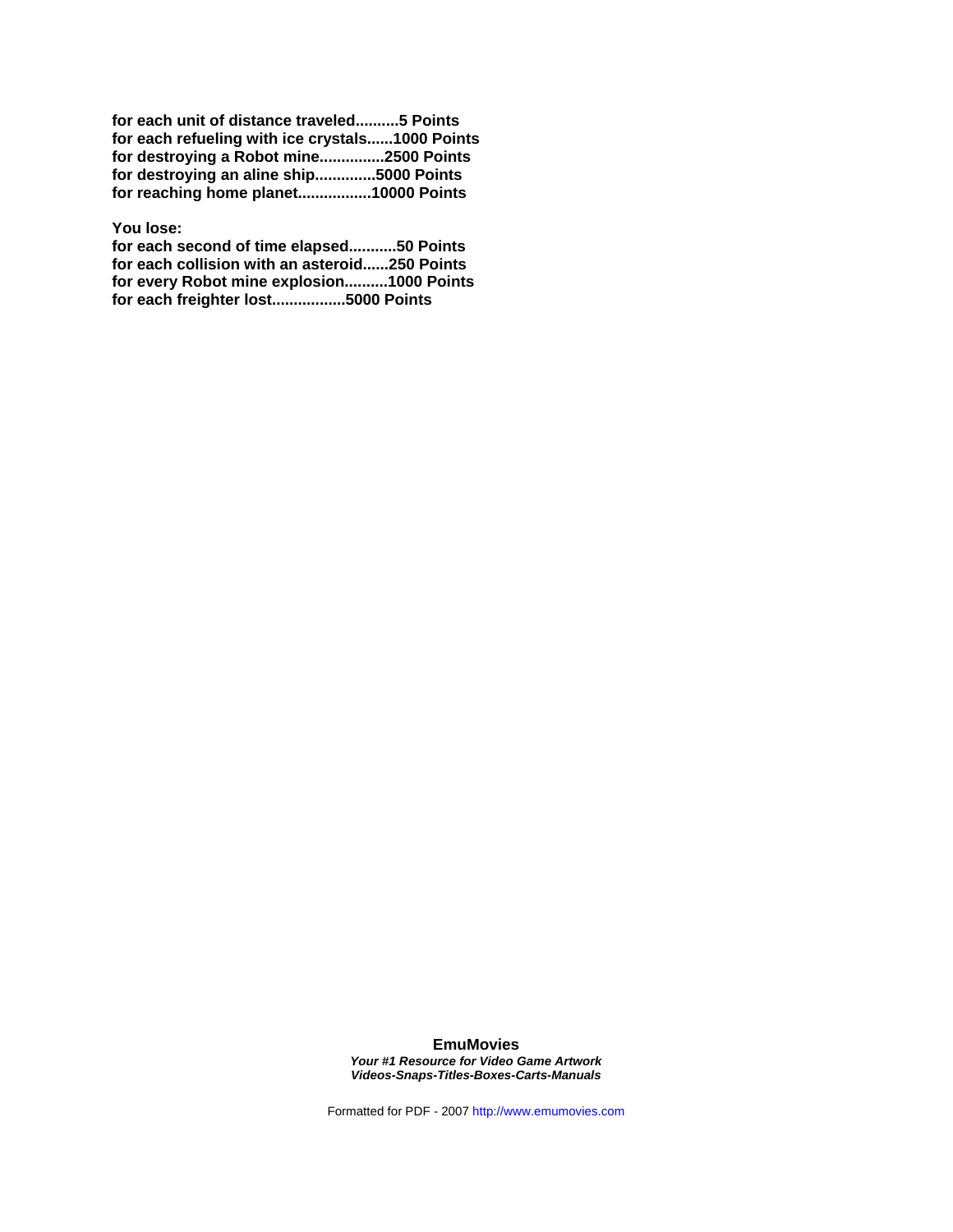**for each unit of distance traveled..........5 Points**
**for each refueling with ice crystals......1000 Points**
**for destroying a Robot mine..............2500 Points**
**for destroying an aline ship.............5000 Points**
**for reaching home planet................10000 Points**

**You lose:**
**for each second of time elapsed...........50 Points**
**for each collision with an asteroid......250 Points**
**for every Robot mine explosion..........1000 Points**
**for each freighter lost................5000 Points**

**EmuMovies**
***Your #1 Resource for Video Game Artwork***
***Videos-Snaps-Titles-Boxes-Carts-Manuals***

Formatted for PDF - 2007 http://www.emumovies.com